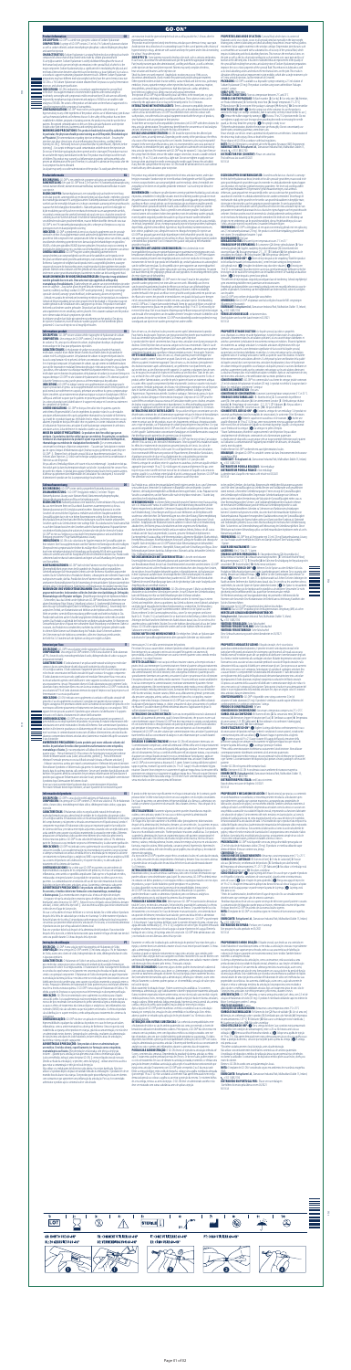GO-ON®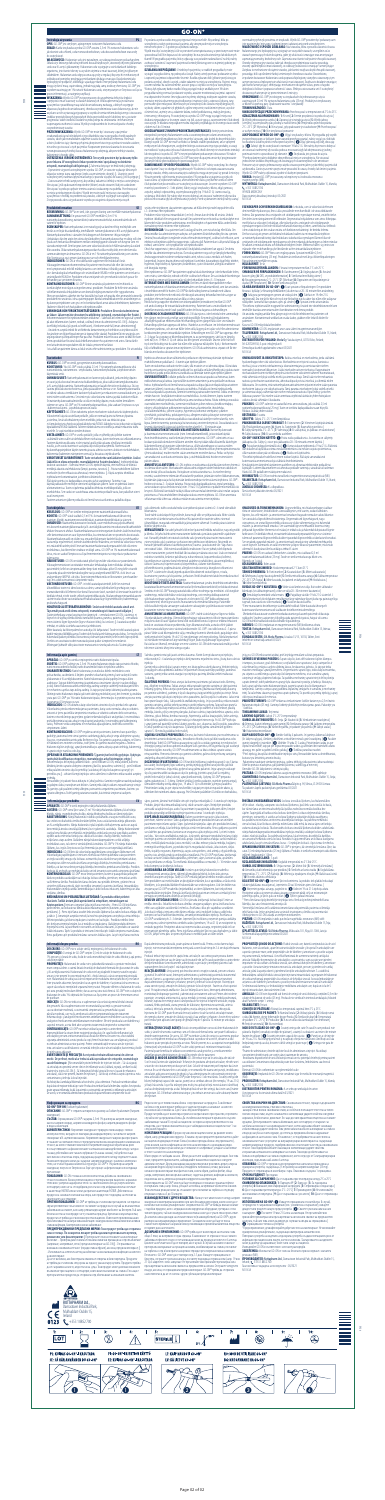# GO-ON